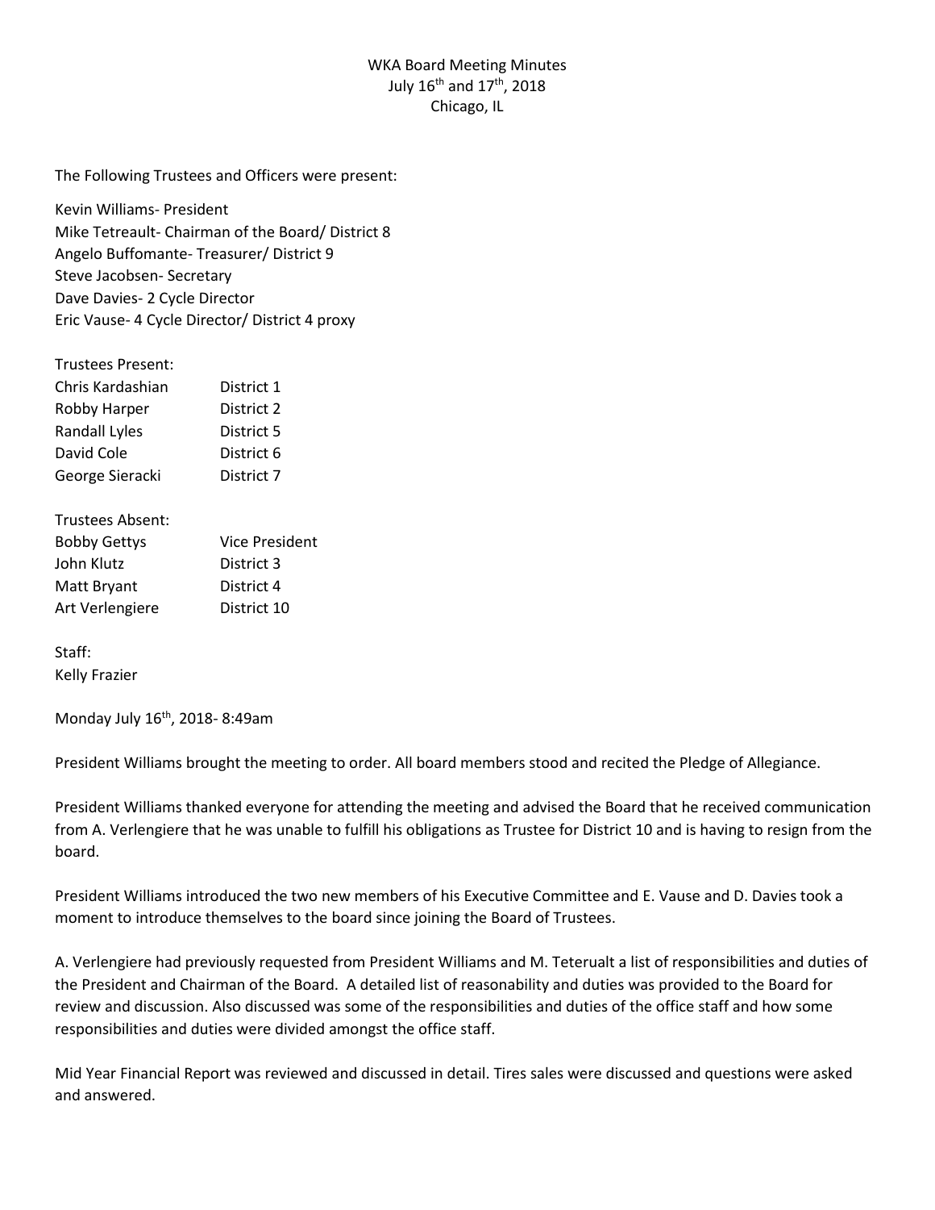WKA Board Meeting Minutes
July 16th and 17th, 2018
Chicago, IL

The Following Trustees and Officers were present:

Kevin Williams- President
Mike Tetreault- Chairman of the Board/ District 8
Angelo Buffomante- Treasurer/ District 9
Steve Jacobsen- Secretary
Dave Davies- 2 Cycle Director
Eric Vause- 4 Cycle Director/ District 4 proxy

Trustees Present:

| | |
|---|---|
| Chris Kardashian | District 1 |
| Robby Harper | District 2 |
| Randall Lyles | District 5 |
| David Cole | District 6 |
| George Sieracki | District 7 |

Trustees Absent:

| | |
|---|---|
| Bobby Gettys | Vice President |
| John Klutz | District 3 |
| Matt Bryant | District 4 |
| Art Verlengiere | District 10 |

Staff:
Kelly Frazier

Monday July 16th, 2018- 8:49am

President Williams brought the meeting to order. All board members stood and recited the Pledge of Allegiance.

President Williams thanked everyone for attending the meeting and advised the Board that he received communication from A. Verlengiere that he was unable to fulfill his obligations as Trustee for District 10 and is having to resign from the board.

President Williams introduced the two new members of his Executive Committee and E. Vause and D. Davies took a moment to introduce themselves to the board since joining the Board of Trustees.

A. Verlengiere had previously requested from President Williams and M. Teterualt a list of responsibilities and duties of the President and Chairman of the Board. A detailed list of reasonability and duties was provided to the Board for review and discussion. Also discussed was some of the responsibilities and duties of the office staff and how some responsibilities and duties were divided amongst the office staff.

Mid Year Financial Report was reviewed and discussed in detail. Tires sales were discussed and questions were asked and answered.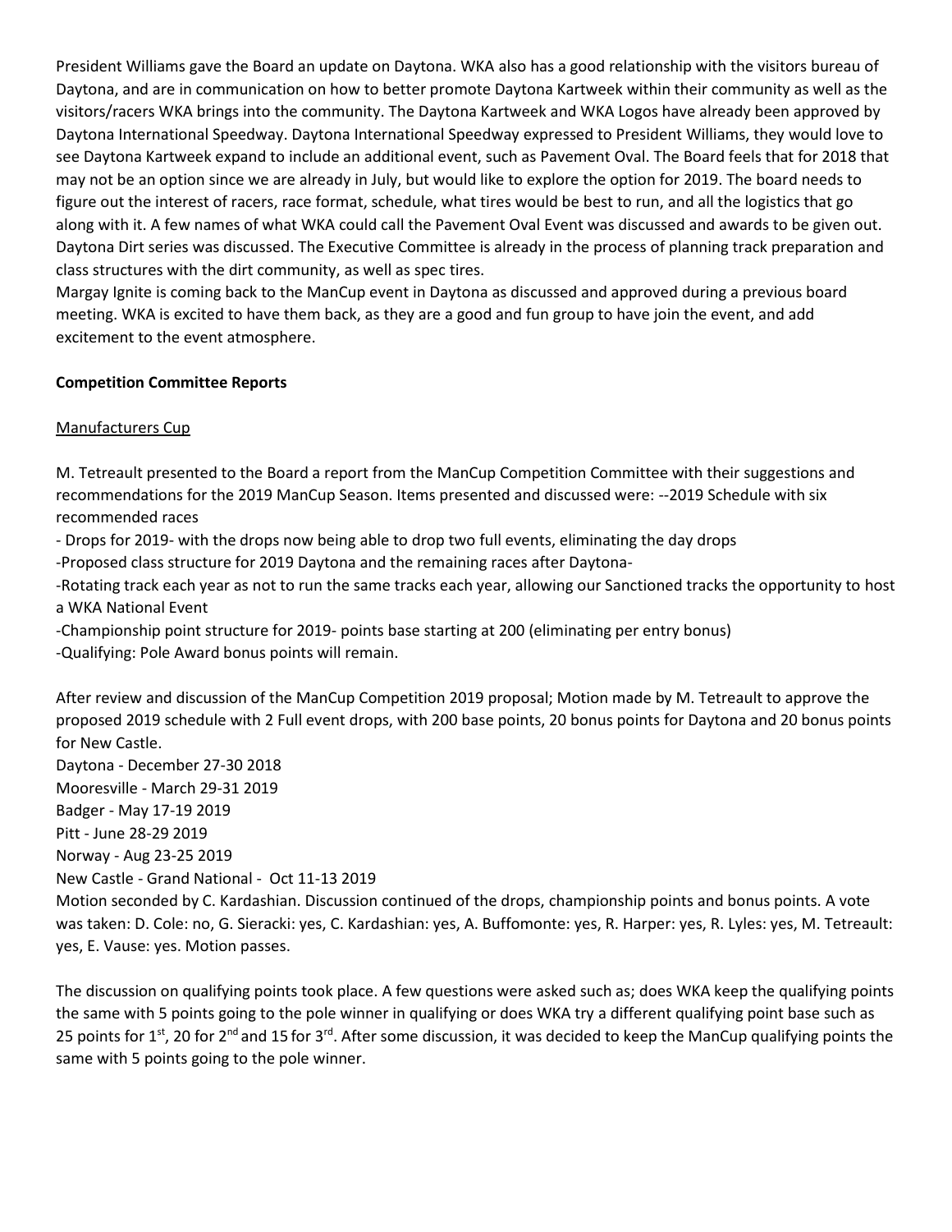President Williams gave the Board an update on Daytona. WKA also has a good relationship with the visitors bureau of Daytona, and are in communication on how to better promote Daytona Kartweek within their community as well as the visitors/racers WKA brings into the community. The Daytona Kartweek and WKA Logos have already been approved by Daytona International Speedway. Daytona International Speedway expressed to President Williams, they would love to see Daytona Kartweek expand to include an additional event, such as Pavement Oval. The Board feels that for 2018 that may not be an option since we are already in July, but would like to explore the option for 2019. The board needs to figure out the interest of racers, race format, schedule, what tires would be best to run, and all the logistics that go along with it. A few names of what WKA could call the Pavement Oval Event was discussed and awards to be given out. Daytona Dirt series was discussed. The Executive Committee is already in the process of planning track preparation and class structures with the dirt community, as well as spec tires.
Margay Ignite is coming back to the ManCup event in Daytona as discussed and approved during a previous board meeting. WKA is excited to have them back, as they are a good and fun group to have join the event, and add excitement to the event atmosphere.

**Competition Committee Reports**

Manufacturers Cup

M. Tetreault presented to the Board a report from the ManCup Competition Committee with their suggestions and recommendations for the 2019 ManCup Season. Items presented and discussed were: --2019 Schedule with six recommended races

- Drops for 2019- with the drops now being able to drop two full events, eliminating the day drops
- Proposed class structure for 2019 Daytona and the remaining races after Daytona-
- Rotating track each year as not to run the same tracks each year, allowing our Sanctioned tracks the opportunity to host a WKA National Event
- Championship point structure for 2019- points base starting at 200 (eliminating per entry bonus)
- Qualifying: Pole Award bonus points will remain.

After review and discussion of the ManCup Competition 2019 proposal; Motion made by M. Tetreault to approve the proposed 2019 schedule with 2 Full event drops, with 200 base points, 20 bonus points for Daytona and 20 bonus points for New Castle.

Daytona - December 27-30 2018
Mooresville - March 29-31 2019
Badger - May 17-19 2019
Pitt - June 28-29 2019
Norway - Aug 23-25 2019
New Castle - Grand National - Oct 11-13 2019

Motion seconded by C. Kardashian. Discussion continued of the drops, championship points and bonus points. A vote was taken: D. Cole: no, G. Sieracki: yes, C. Kardashian: yes, A. Buffomonte: yes, R. Harper: yes, R. Lyles: yes, M. Tetreault: yes, E. Vause: yes. Motion passes.

The discussion on qualifying points took place. A few questions were asked such as; does WKA keep the qualifying points the same with 5 points going to the pole winner in qualifying or does WKA try a different qualifying point base such as 25 points for 1st, 20 for 2nd and 15 for 3rd. After some discussion, it was decided to keep the ManCup qualifying points the same with 5 points going to the pole winner.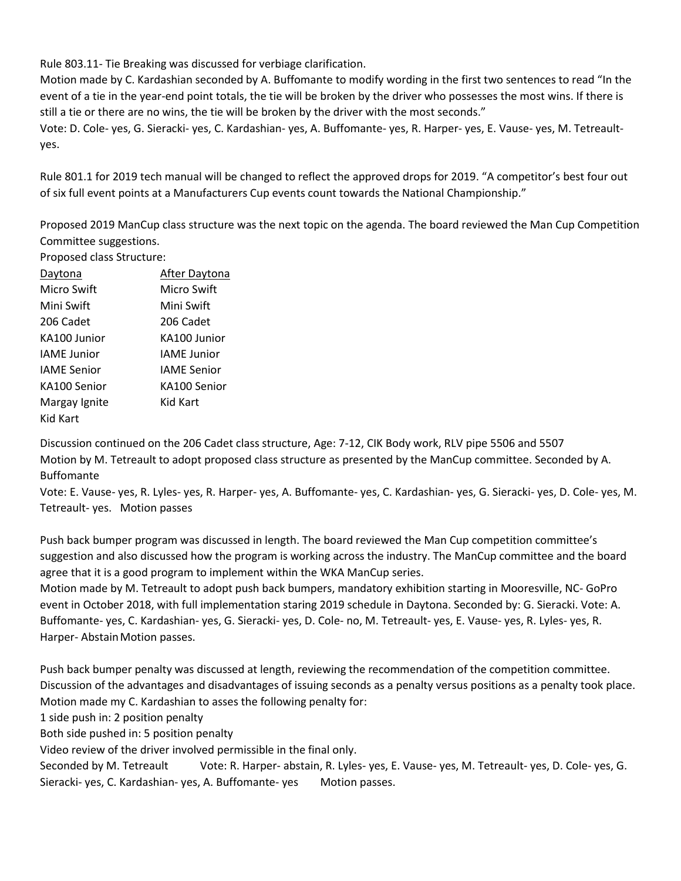Rule 803.11- Tie Breaking was discussed for verbiage clarification.

Motion made by C. Kardashian seconded by A. Buffomante to modify wording in the first two sentences to read "In the event of a tie in the year-end point totals, the tie will be broken by the driver who possesses the most wins. If there is still a tie or there are no wins, the tie will be broken by the driver with the most seconds."

Vote: D. Cole- yes, G. Sieracki- yes, C. Kardashian- yes, A. Buffomante- yes, R. Harper- yes, E. Vause- yes, M. Tetreault- yes.

Rule 801.1 for 2019 tech manual will be changed to reflect the approved drops for 2019. "A competitor's best four out of six full event points at a Manufacturers Cup events count towards the National Championship."

Proposed 2019 ManCup class structure was the next topic on the agenda. The board reviewed the Man Cup Competition Committee suggestions.

Proposed class Structure:

| Daytona | After Daytona |
|---|---|
| Micro Swift | Micro Swift |
| Mini Swift | Mini Swift |
| 206 Cadet | 206 Cadet |
| KA100 Junior | KA100 Junior |
| IAME Junior | IAME Junior |
| IAME Senior | IAME Senior |
| KA100 Senior | KA100 Senior |
| Margay Ignite | Kid Kart |
| Kid Kart | |

Discussion continued on the 206 Cadet class structure, Age: 7-12, CIK Body work, RLV pipe 5506 and 5507

Motion by M. Tetreault to adopt proposed class structure as presented by the ManCup committee. Seconded by A. Buffomante

Vote: E. Vause- yes, R. Lyles- yes, R. Harper- yes, A. Buffomante- yes, C. Kardashian- yes, G. Sieracki- yes, D. Cole- yes, M. Tetreault- yes. Motion passes

Push back bumper program was discussed in length. The board reviewed the Man Cup competition committee's suggestion and also discussed how the program is working across the industry. The ManCup committee and the board agree that it is a good program to implement within the WKA ManCup series.

Motion made by M. Tetreault to adopt push back bumpers, mandatory exhibition starting in Mooresville, NC- GoPro event in October 2018, with full implementation staring 2019 schedule in Daytona. Seconded by: G. Sieracki. Vote: A. Buffomante- yes, C. Kardashian- yes, G. Sieracki- yes, D. Cole- no, M. Tetreault- yes, E. Vause- yes, R. Lyles- yes, R. Harper- Abstain Motion passes.

Push back bumper penalty was discussed at length, reviewing the recommendation of the competition committee. Discussion of the advantages and disadvantages of issuing seconds as a penalty versus positions as a penalty took place.

Motion made my C. Kardashian to asses the following penalty for:

1 side push in: 2 position penalty

Both side pushed in: 5 position penalty

Video review of the driver involved permissible in the final only.

Seconded by M. Tetreault Vote: R. Harper- abstain, R. Lyles- yes, E. Vause- yes, M. Tetreault- yes, D. Cole- yes, G. Sieracki- yes, C. Kardashian- yes, A. Buffomante- yes Motion passes.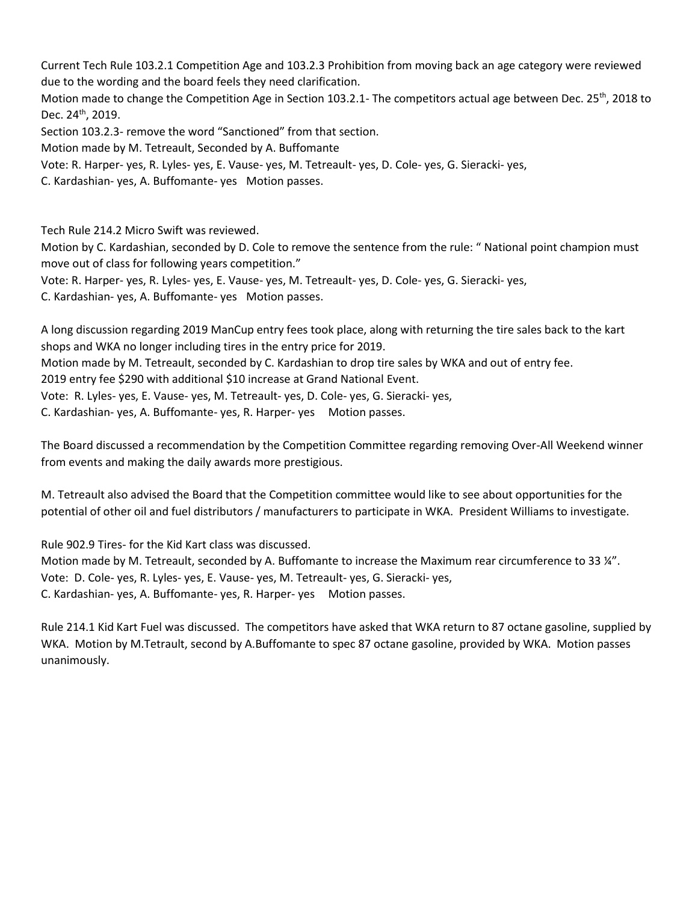Current Tech Rule 103.2.1 Competition Age and 103.2.3 Prohibition from moving back an age category were reviewed due to the wording and the board feels they need clarification.

Motion made to change the Competition Age in Section 103.2.1- The competitors actual age between Dec. 25th, 2018 to Dec. 24th, 2019.

Section 103.2.3- remove the word "Sanctioned" from that section.

Motion made by M. Tetreault, Seconded by A. Buffomante

Vote: R. Harper- yes, R. Lyles- yes, E. Vause- yes, M. Tetreault- yes, D. Cole- yes, G. Sieracki- yes, C. Kardashian- yes, A. Buffomante- yes Motion passes.

Tech Rule 214.2 Micro Swift was reviewed.

Motion by C. Kardashian, seconded by D. Cole to remove the sentence from the rule: " National point champion must move out of class for following years competition."

Vote: R. Harper- yes, R. Lyles- yes, E. Vause- yes, M. Tetreault- yes, D. Cole- yes, G. Sieracki- yes, C. Kardashian- yes, A. Buffomante- yes Motion passes.

A long discussion regarding 2019 ManCup entry fees took place, along with returning the tire sales back to the kart shops and WKA no longer including tires in the entry price for 2019.

Motion made by M. Tetreault, seconded by C. Kardashian to drop tire sales by WKA and out of entry fee.

2019 entry fee $290 with additional $10 increase at Grand National Event.

Vote: R. Lyles- yes, E. Vause- yes, M. Tetreault- yes, D. Cole- yes, G. Sieracki- yes, C. Kardashian- yes, A. Buffomante- yes, R. Harper- yes Motion passes.

The Board discussed a recommendation by the Competition Committee regarding removing Over-All Weekend winner from events and making the daily awards more prestigious.

M. Tetreault also advised the Board that the Competition committee would like to see about opportunities for the potential of other oil and fuel distributors / manufacturers to participate in WKA. President Williams to investigate.

Rule 902.9 Tires- for the Kid Kart class was discussed.

Motion made by M. Tetreault, seconded by A. Buffomante to increase the Maximum rear circumference to 33 ¼".

Vote: D. Cole- yes, R. Lyles- yes, E. Vause- yes, M. Tetreault- yes, G. Sieracki- yes, C. Kardashian- yes, A. Buffomante- yes, R. Harper- yes Motion passes.

Rule 214.1 Kid Kart Fuel was discussed. The competitors have asked that WKA return to 87 octane gasoline, supplied by WKA. Motion by M.Tetrault, second by A.Buffomante to spec 87 octane gasoline, provided by WKA. Motion passes unanimously.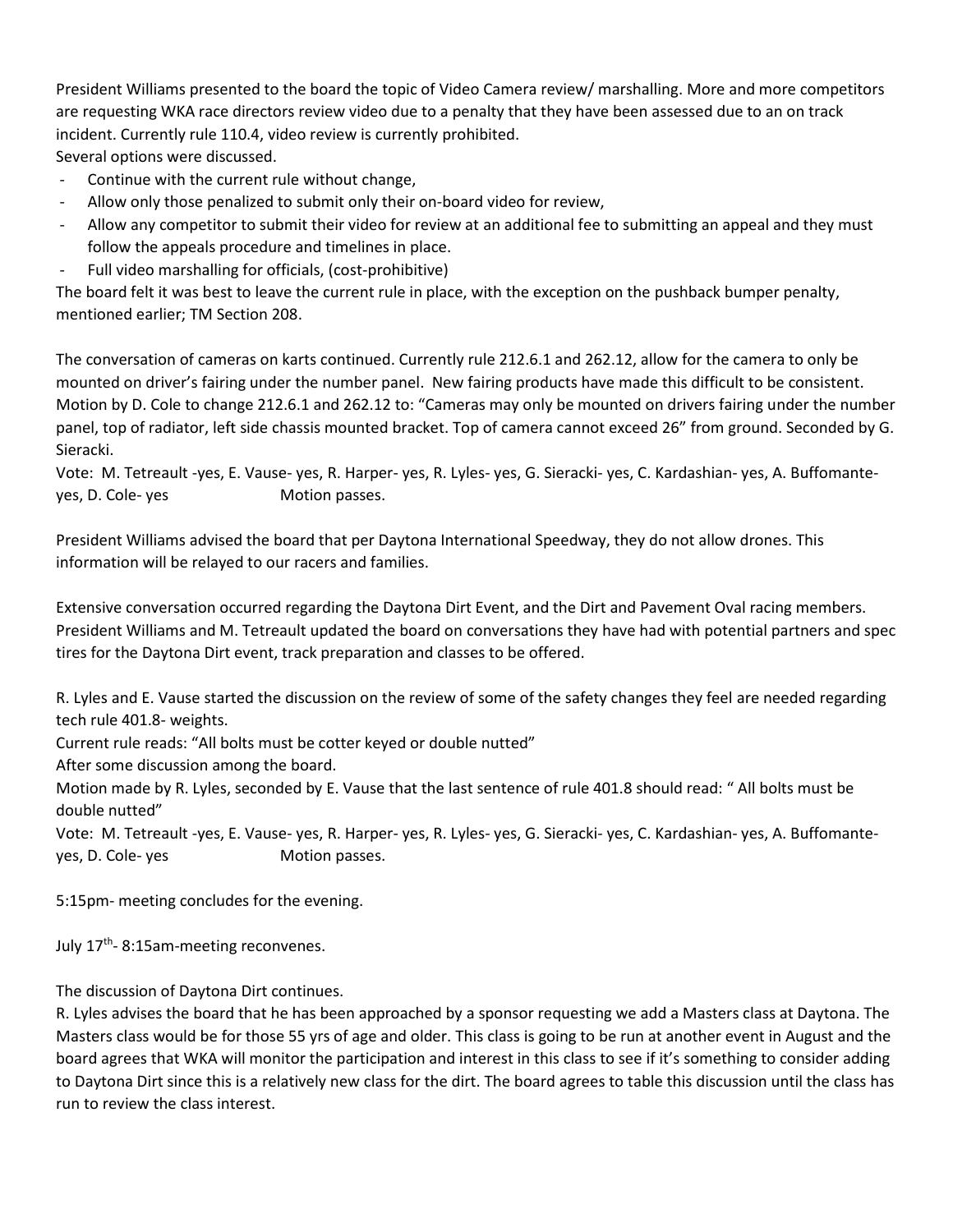President Williams presented to the board the topic of Video Camera review/ marshalling. More and more competitors are requesting WKA race directors review video due to a penalty that they have been assessed due to an on track incident. Currently rule 110.4, video review is currently prohibited.
Several options were discussed.

- Continue with the current rule without change,
- Allow only those penalized to submit only their on-board video for review,
- Allow any competitor to submit their video for review at an additional fee to submitting an appeal and they must follow the appeals procedure and timelines in place.
- Full video marshalling for officials, (cost-prohibitive)

The board felt it was best to leave the current rule in place, with the exception on the pushback bumper penalty, mentioned earlier; TM Section 208.

The conversation of cameras on karts continued. Currently rule 212.6.1 and 262.12, allow for the camera to only be mounted on driver's fairing under the number panel. New fairing products have made this difficult to be consistent. Motion by D. Cole to change 212.6.1 and 262.12 to: "Cameras may only be mounted on drivers fairing under the number panel, top of radiator, left side chassis mounted bracket. Top of camera cannot exceed 26" from ground. Seconded by G. Sieracki.

Vote: M. Tetreault -yes, E. Vause- yes, R. Harper- yes, R. Lyles- yes, G. Sieracki- yes, C. Kardashian- yes, A. Buffomante- yes, D. Cole- yes Motion passes.

President Williams advised the board that per Daytona International Speedway, they do not allow drones. This information will be relayed to our racers and families.

Extensive conversation occurred regarding the Daytona Dirt Event, and the Dirt and Pavement Oval racing members. President Williams and M. Tetreault updated the board on conversations they have had with potential partners and spec tires for the Daytona Dirt event, track preparation and classes to be offered.

R. Lyles and E. Vause started the discussion on the review of some of the safety changes they feel are needed regarding tech rule 401.8- weights.
Current rule reads: "All bolts must be cotter keyed or double nutted"
After some discussion among the board.
Motion made by R. Lyles, seconded by E. Vause that the last sentence of rule 401.8 should read: " All bolts must be double nutted"
Vote: M. Tetreault -yes, E. Vause- yes, R. Harper- yes, R. Lyles- yes, G. Sieracki- yes, C. Kardashian- yes, A. Buffomante- yes, D. Cole- yes Motion passes.

5:15pm- meeting concludes for the evening.

July 17th- 8:15am-meeting reconvenes.

The discussion of Daytona Dirt continues.
R. Lyles advises the board that he has been approached by a sponsor requesting we add a Masters class at Daytona. The Masters class would be for those 55 yrs of age and older. This class is going to be run at another event in August and the board agrees that WKA will monitor the participation and interest in this class to see if it's something to consider adding to Daytona Dirt since this is a relatively new class for the dirt. The board agrees to table this discussion until the class has run to review the class interest.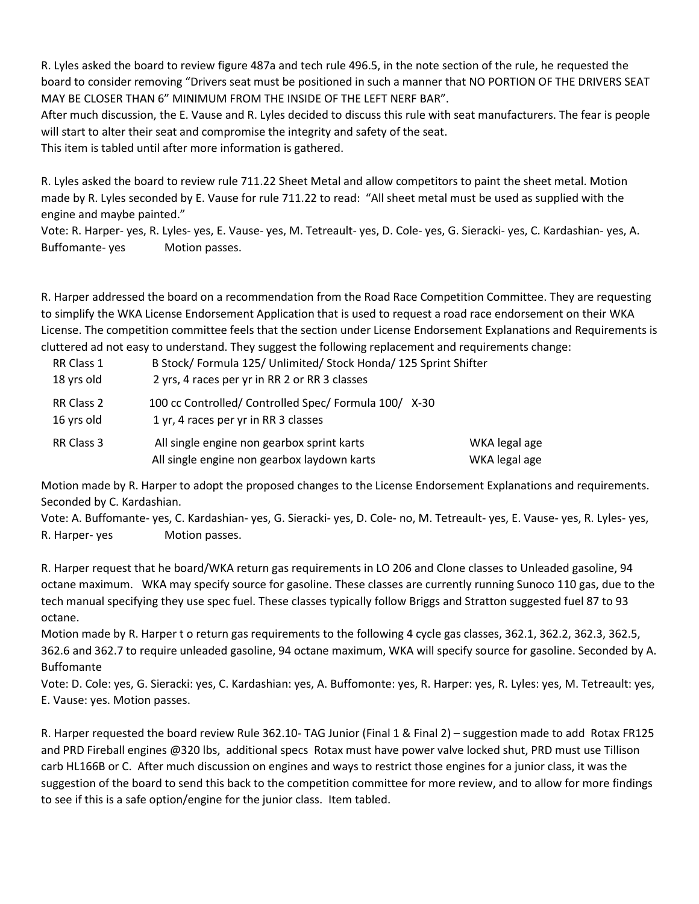R. Lyles asked the board to review figure 487a and tech rule 496.5, in the note section of the rule, he requested the board to consider removing "Drivers seat must be positioned in such a manner that NO PORTION OF THE DRIVERS SEAT MAY BE CLOSER THAN 6" MINIMUM FROM THE INSIDE OF THE LEFT NERF BAR".

After much discussion, the E. Vause and R. Lyles decided to discuss this rule with seat manufacturers. The fear is people will start to alter their seat and compromise the integrity and safety of the seat.

This item is tabled until after more information is gathered.

R. Lyles asked the board to review rule 711.22 Sheet Metal and allow competitors to paint the sheet metal. Motion made by R. Lyles seconded by E. Vause for rule 711.22 to read: "All sheet metal must be used as supplied with the engine and maybe painted."

Vote: R. Harper- yes, R. Lyles- yes, E. Vause- yes, M. Tetreault- yes, D. Cole- yes, G. Sieracki- yes, C. Kardashian- yes, A. Buffomante- yes Motion passes.

R. Harper addressed the board on a recommendation from the Road Race Competition Committee. They are requesting to simplify the WKA License Endorsement Application that is used to request a road race endorsement on their WKA License. The competition committee feels that the section under License Endorsement Explanations and Requirements is cluttered ad not easy to understand. They suggest the following replacement and requirements change:

| | | |
|---|---|---|
| RR Class 1 | B Stock/ Formula 125/ Unlimited/ Stock Honda/ 125 Sprint Shifter | |
| 18 yrs old | 2 yrs, 4 races per yr in RR 2 or RR 3 classes | |
| RR Class 2 | 100 cc Controlled/ Controlled Spec/ Formula 100/ X-30 | |
| 16 yrs old | 1 yr, 4 races per yr in RR 3 classes | |
| RR Class 3 | All single engine non gearbox sprint karts | WKA legal age |
| | All single engine non gearbox laydown karts | WKA legal age |

Motion made by R. Harper to adopt the proposed changes to the License Endorsement Explanations and requirements. Seconded by C. Kardashian.

Vote: A. Buffomante- yes, C. Kardashian- yes, G. Sieracki- yes, D. Cole- no, M. Tetreault- yes, E. Vause- yes, R. Lyles- yes, R. Harper- yes Motion passes.

R. Harper request that he board/WKA return gas requirements in LO 206 and Clone classes to Unleaded gasoline, 94 octane maximum. WKA may specify source for gasoline. These classes are currently running Sunoco 110 gas, due to the tech manual specifying they use spec fuel. These classes typically follow Briggs and Stratton suggested fuel 87 to 93 octane.

Motion made by R. Harper t o return gas requirements to the following 4 cycle gas classes, 362.1, 362.2, 362.3, 362.5, 362.6 and 362.7 to require unleaded gasoline, 94 octane maximum, WKA will specify source for gasoline. Seconded by A. Buffomante

Vote: D. Cole: yes, G. Sieracki: yes, C. Kardashian: yes, A. Buffomonte: yes, R. Harper: yes, R. Lyles: yes, M. Tetreault: yes, E. Vause: yes. Motion passes.

R. Harper requested the board review Rule 362.10- TAG Junior (Final 1 & Final 2) – suggestion made to add Rotax FR125 and PRD Fireball engines @320 lbs, additional specs Rotax must have power valve locked shut, PRD must use Tillison carb HL166B or C. After much discussion on engines and ways to restrict those engines for a junior class, it was the suggestion of the board to send this back to the competition committee for more review, and to allow for more findings to see if this is a safe option/engine for the junior class. Item tabled.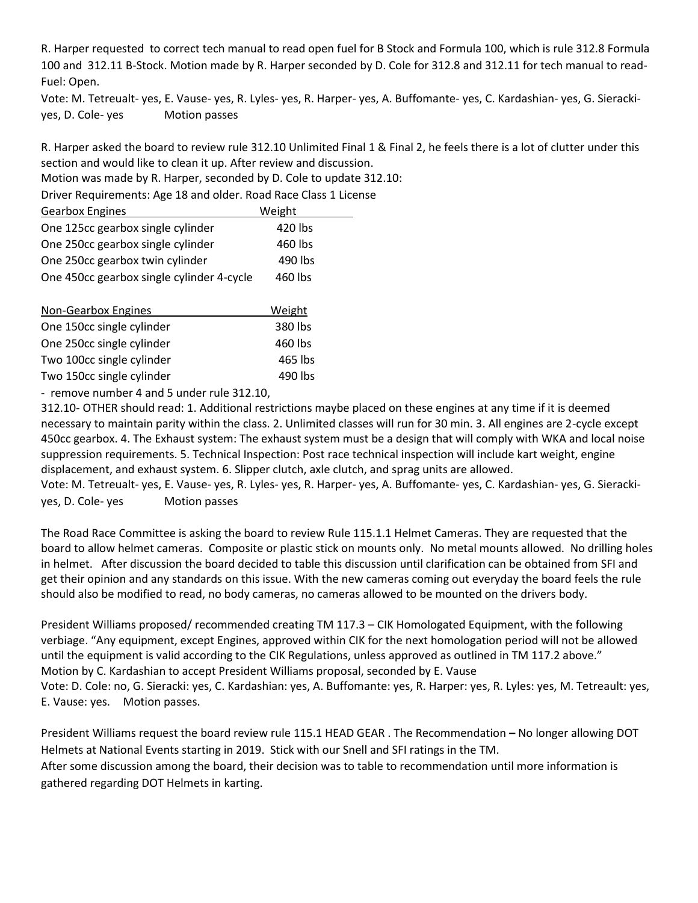R. Harper requested  to correct tech manual to read open fuel for B Stock and Formula 100, which is rule 312.8 Formula 100 and  312.11 B-Stock. Motion made by R. Harper seconded by D. Cole for 312.8 and 312.11 for tech manual to read- Fuel: Open.

Vote: M. Tetreualt- yes, E. Vause- yes, R. Lyles- yes, R. Harper- yes, A. Buffomante- yes, C. Kardashian- yes, G. Sieracki- yes, D. Cole- yes    Motion passes

R. Harper asked the board to review rule 312.10 Unlimited Final 1 & Final 2, he feels there is a lot of clutter under this section and would like to clean it up. After review and discussion.

Motion was made by R. Harper, seconded by D. Cole to update 312.10:

Driver Requirements: Age 18 and older. Road Race Class 1 License

| Gearbox Engines | Weight |
|---|---|
| One 125cc gearbox single cylinder | 420 lbs |
| One 250cc gearbox single cylinder | 460 lbs |
| One 250cc gearbox twin cylinder | 490 lbs |
| One 450cc gearbox single cylinder 4-cycle | 460 lbs |

| Non-Gearbox Engines | Weight |
|---|---|
| One 150cc single cylinder | 380 lbs |
| One 250cc single cylinder | 460 lbs |
| Two 100cc single cylinder | 465 lbs |
| Two 150cc single cylinder | 490 lbs |

- remove number 4 and 5 under rule 312.10,

312.10- OTHER should read: 1. Additional restrictions maybe placed on these engines at any time if it is deemed necessary to maintain parity within the class. 2. Unlimited classes will run for 30 min. 3. All engines are 2-cycle except 450cc gearbox. 4. The Exhaust system: The exhaust system must be a design that will comply with WKA and local noise suppression requirements. 5. Technical Inspection: Post race technical inspection will include kart weight, engine displacement, and exhaust system. 6. Slipper clutch, axle clutch, and sprag units are allowed.

Vote: M. Tetreualt- yes, E. Vause- yes, R. Lyles- yes, R. Harper- yes, A. Buffomante- yes, C. Kardashian- yes, G. Sieracki- yes, D. Cole- yes    Motion passes

The Road Race Committee is asking the board to review Rule 115.1.1 Helmet Cameras. They are requested that the board to allow helmet cameras.  Composite or plastic stick on mounts only.  No metal mounts allowed.  No drilling holes in helmet.   After discussion the board decided to table this discussion until clarification can be obtained from SFI and get their opinion and any standards on this issue. With the new cameras coming out everyday the board feels the rule should also be modified to read, no body cameras, no cameras allowed to be mounted on the drivers body.

President Williams proposed/ recommended creating TM 117.3 – CIK Homologated Equipment, with the following verbiage. "Any equipment, except Engines, approved within CIK for the next homologation period will not be allowed until the equipment is valid according to the CIK Regulations, unless approved as outlined in TM 117.2 above."

Motion by C. Kardashian to accept President Williams proposal, seconded by E. Vause

Vote: D. Cole: no, G. Sieracki: yes, C. Kardashian: yes, A. Buffomante: yes, R. Harper: yes, R. Lyles: yes, M. Tetreault: yes, E. Vause: yes.   Motion passes.

President Williams request the board review rule 115.1 HEAD GEAR . The Recommendation **–** No longer allowing DOT Helmets at National Events starting in 2019.  Stick with our Snell and SFI ratings in the TM.

After some discussion among the board, their decision was to table to recommendation until more information is gathered regarding DOT Helmets in karting.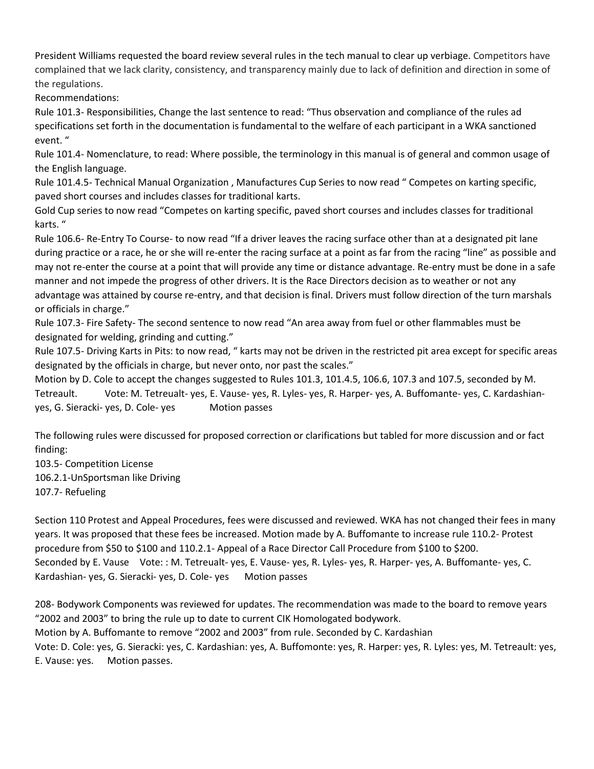President Williams requested the board review several rules in the tech manual to clear up verbiage. Competitors have complained that we lack clarity, consistency, and transparency mainly due to lack of definition and direction in some of the regulations.

Recommendations:

Rule 101.3- Responsibilities, Change the last sentence to read: "Thus observation and compliance of the rules ad specifications set forth in the documentation is fundamental to the welfare of each participant in a WKA sanctioned event. "

Rule 101.4- Nomenclature, to read: Where possible, the terminology in this manual is of general and common usage of the English language.

Rule 101.4.5- Technical Manual Organization , Manufactures Cup Series to now read " Competes on karting specific, paved short courses and includes classes for traditional karts.

Gold Cup series to now read "Competes on karting specific, paved short courses and includes classes for traditional karts. "

Rule 106.6- Re-Entry To Course- to now read "If a driver leaves the racing surface other than at a designated pit lane during practice or a race, he or she will re-enter the racing surface at a point as far from the racing "line" as possible and may not re-enter the course at a point that will provide any time or distance advantage. Re-entry must be done in a safe manner and not impede the progress of other drivers. It is the Race Directors decision as to weather or not any advantage was attained by course re-entry, and that decision is final. Drivers must follow direction of the turn marshals or officials in charge."

Rule 107.3- Fire Safety- The second sentence to now read "An area away from fuel or other flammables must be designated for welding, grinding and cutting."

Rule 107.5- Driving Karts in Pits: to now read, " karts may not be driven in the restricted pit area except for specific areas designated by the officials in charge, but never onto, nor past the scales."

Motion by D. Cole to accept the changes suggested to Rules 101.3, 101.4.5, 106.6, 107.3 and 107.5, seconded by M. Tetreault. Vote: M. Tetreualt- yes, E. Vause- yes, R. Lyles- yes, R. Harper- yes, A. Buffomante- yes, C. Kardashian- yes, G. Sieracki- yes, D. Cole- yes Motion passes

The following rules were discussed for proposed correction or clarifications but tabled for more discussion and or fact finding:

103.5- Competition License
106.2.1-UnSportsman like Driving
107.7- Refueling

Section 110 Protest and Appeal Procedures, fees were discussed and reviewed. WKA has not changed their fees in many years. It was proposed that these fees be increased. Motion made by A. Buffomante to increase rule 110.2- Protest procedure from $50 to $100 and 110.2.1- Appeal of a Race Director Call Procedure from $100 to $200. Seconded by E. Vause Vote: : M. Tetreualt- yes, E. Vause- yes, R. Lyles- yes, R. Harper- yes, A. Buffomante- yes, C. Kardashian- yes, G. Sieracki- yes, D. Cole- yes Motion passes

208- Bodywork Components was reviewed for updates. The recommendation was made to the board to remove years "2002 and 2003" to bring the rule up to date to current CIK Homologated bodywork.

Motion by A. Buffomante to remove "2002 and 2003" from rule. Seconded by C. Kardashian

Vote: D. Cole: yes, G. Sieracki: yes, C. Kardashian: yes, A. Buffomonte: yes, R. Harper: yes, R. Lyles: yes, M. Tetreault: yes, E. Vause: yes. Motion passes.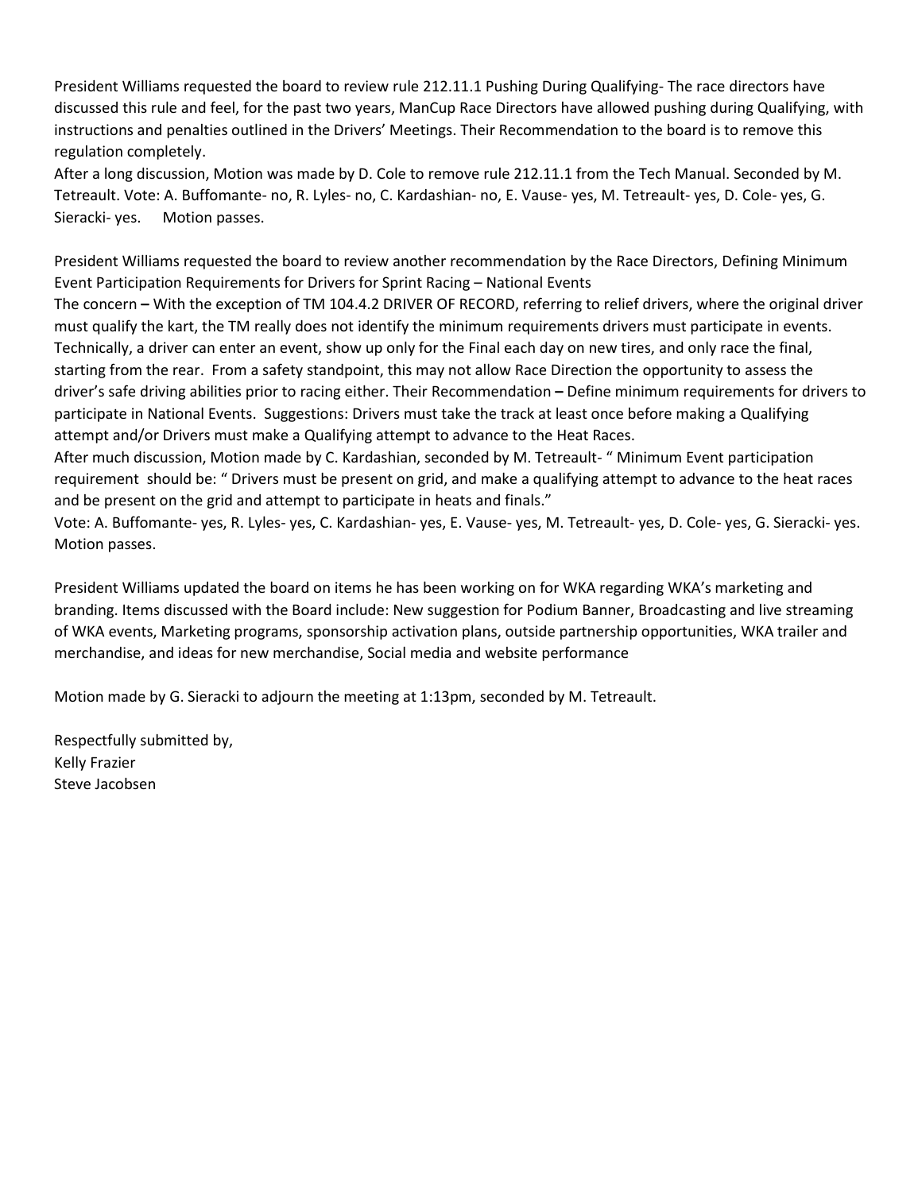President Williams requested the board to review rule 212.11.1 Pushing During Qualifying- The race directors have discussed this rule and feel, for the past two years, ManCup Race Directors have allowed pushing during Qualifying, with instructions and penalties outlined in the Drivers' Meetings. Their Recommendation to the board is to remove this regulation completely.

After a long discussion, Motion was made by D. Cole to remove rule 212.11.1 from the Tech Manual. Seconded by M. Tetreault. Vote: A. Buffomante- no, R. Lyles- no, C. Kardashian- no, E. Vause- yes, M. Tetreault- yes, D. Cole- yes, G. Sieracki- yes. Motion passes.

President Williams requested the board to review another recommendation by the Race Directors, Defining Minimum Event Participation Requirements for Drivers for Sprint Racing – National Events

The concern – With the exception of TM 104.4.2 DRIVER OF RECORD, referring to relief drivers, where the original driver must qualify the kart, the TM really does not identify the minimum requirements drivers must participate in events. Technically, a driver can enter an event, show up only for the Final each day on new tires, and only race the final, starting from the rear. From a safety standpoint, this may not allow Race Direction the opportunity to assess the driver's safe driving abilities prior to racing either. Their Recommendation – Define minimum requirements for drivers to participate in National Events. Suggestions: Drivers must take the track at least once before making a Qualifying attempt and/or Drivers must make a Qualifying attempt to advance to the Heat Races.

After much discussion, Motion made by C. Kardashian, seconded by M. Tetreault- " Minimum Event participation requirement should be: " Drivers must be present on grid, and make a qualifying attempt to advance to the heat races and be present on the grid and attempt to participate in heats and finals."

Vote: A. Buffomante- yes, R. Lyles- yes, C. Kardashian- yes, E. Vause- yes, M. Tetreault- yes, D. Cole- yes, G. Sieracki- yes. Motion passes.

President Williams updated the board on items he has been working on for WKA regarding WKA's marketing and branding. Items discussed with the Board include: New suggestion for Podium Banner, Broadcasting and live streaming of WKA events, Marketing programs, sponsorship activation plans, outside partnership opportunities, WKA trailer and merchandise, and ideas for new merchandise, Social media and website performance

Motion made by G. Sieracki to adjourn the meeting at 1:13pm, seconded by M. Tetreault.

Respectfully submitted by,
Kelly Frazier
Steve Jacobsen